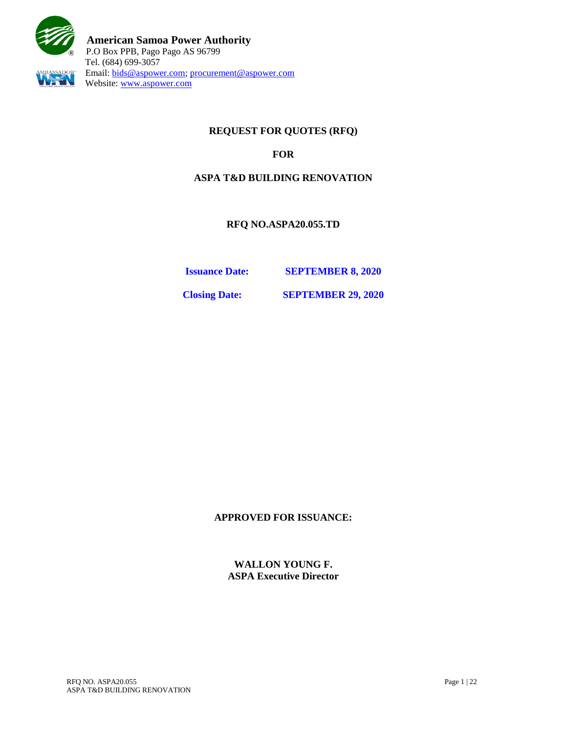**American Samoa Power Authority**
P.O Box PPB, Pago Pago AS 96799
Tel. (684) 699-3057
Email: bids@aspower.com; procurement@aspower.com
Website: www.aspower.com

# REQUEST FOR QUOTES (RFQ)

# FOR

# ASPA T&D BUILDING RENOVATION

## RFQ NO.ASPA20.055.TD

**Issuance Date:** **SEPTEMBER 8, 2020**

**Closing Date:** **SEPTEMBER 29, 2020**

**APPROVED FOR ISSUANCE:**

**WALLON YOUNG F.**
**ASPA Executive Director**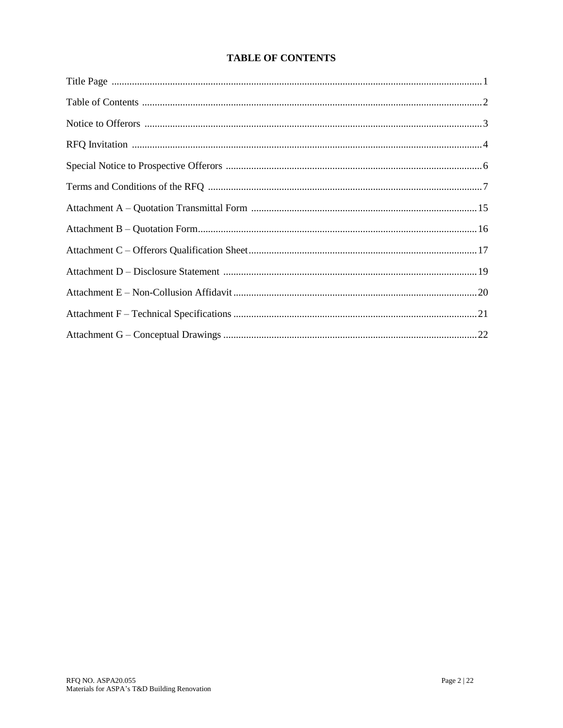# TABLE OF CONTENTS

| | |
|---|---|
| Title Page | 1 |
| Table of Contents | 2 |
| Notice to Offerors | 3 |
| RFQ Invitation | 4 |
| Special Notice to Prospective Offerors | 6 |
| Terms and Conditions of the RFQ | 7 |
| Attachment A – Quotation Transmittal Form | 15 |
| Attachment B – Quotation Form | 16 |
| Attachment C – Offerors Qualification Sheet | 17 |
| Attachment D – Disclosure Statement | 19 |
| Attachment E – Non-Collusion Affidavit | 20 |
| Attachment F – Technical Specifications | 21 |
| Attachment G – Conceptual Drawings | 22 |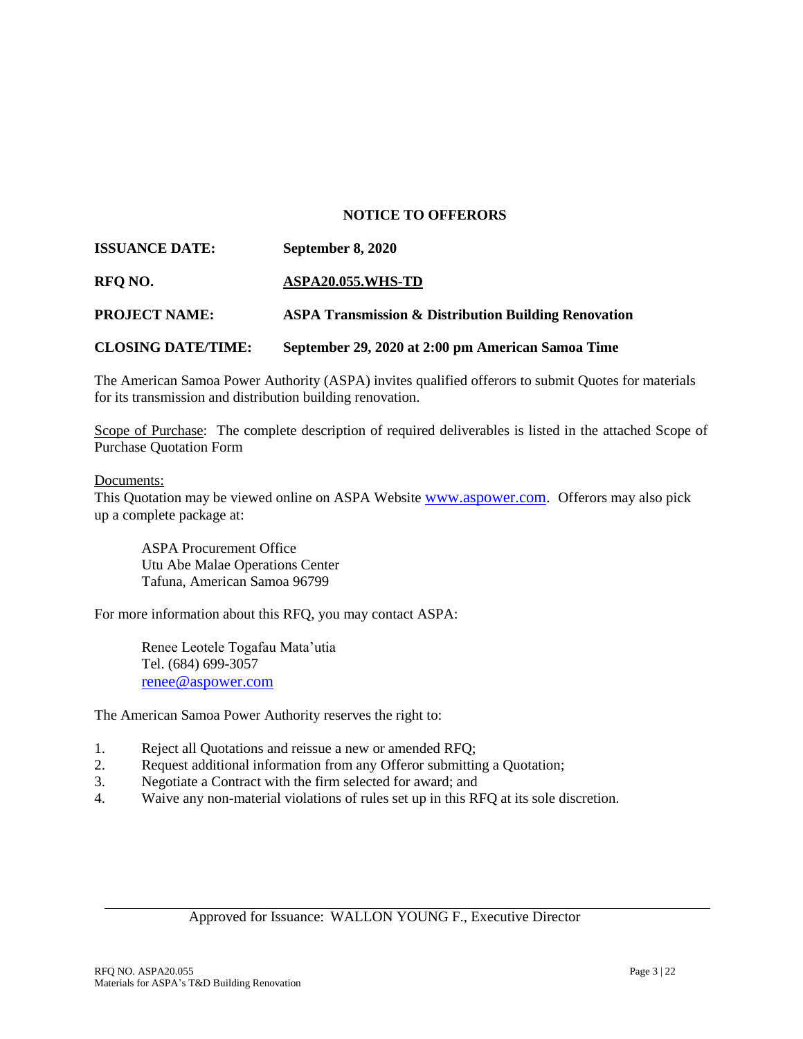## NOTICE TO OFFERORS

**ISSUANCE DATE:** **September 8, 2020**

**RFQ NO.** **ASPA20.055.WHS-TD**

**PROJECT NAME:** **ASPA Transmission & Distribution Building Renovation**

**CLOSING DATE/TIME:** **September 29, 2020 at 2:00 pm American Samoa Time**

The American Samoa Power Authority (ASPA) invites qualified offerors to submit Quotes for materials for its transmission and distribution building renovation.

Scope of Purchase: The complete description of required deliverables is listed in the attached Scope of Purchase Quotation Form

Documents:
This Quotation may be viewed online on ASPA Website www.aspower.com. Offerors may also pick up a complete package at:

> ASPA Procurement Office
> Utu Abe Malae Operations Center
> Tafuna, American Samoa 96799

For more information about this RFQ, you may contact ASPA:

> Renee Leotele Togafau Mata'utia
> Tel. (684) 699-3057
> renee@aspower.com

The American Samoa Power Authority reserves the right to:

1. Reject all Quotations and reissue a new or amended RFQ;
2. Request additional information from any Offeror submitting a Quotation;
3. Negotiate a Contract with the firm selected for award; and
4. Waive any non-material violations of rules set up in this RFQ at its sole discretion.

Approved for Issuance: WALLON YOUNG F., Executive Director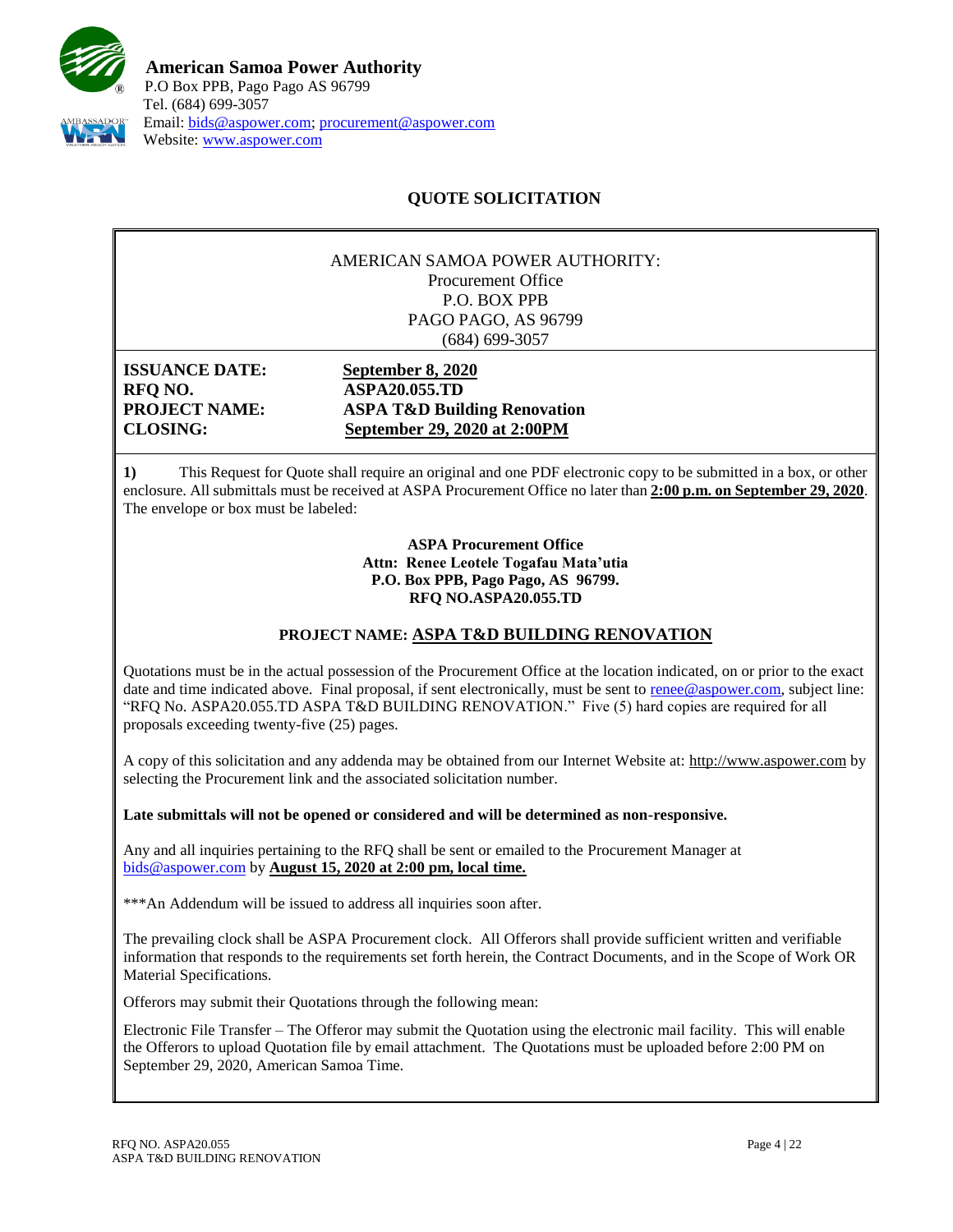**American Samoa Power Authority**
P.O Box PPB, Pago Pago AS 96799
Tel. (684) 699-3057
Email: bids@aspower.com; procurement@aspower.com
Website: www.aspower.com

## QUOTE SOLICITATION

AMERICAN SAMOA POWER AUTHORITY:
Procurement Office
P.O. BOX PPB
PAGO PAGO, AS 96799
(684) 699-3057

| | |
|---|---|
| **ISSUANCE DATE:** | **September 8, 2020** |
| **RFQ NO.** | **ASPA20.055.TD** |
| **PROJECT NAME:** | **ASPA T&D Building Renovation** |
| **CLOSING:** | **September 29, 2020 at 2:00PM** |

**1)** This Request for Quote shall require an original and one PDF electronic copy to be submitted in a box, or other enclosure. All submittals must be received at ASPA Procurement Office no later than **2:00 p.m. on September 29, 2020**. The envelope or box must be labeled:

**ASPA Procurement Office**
**Attn: Renee Leotele Togafau Mata'utia**
**P.O. Box PPB, Pago Pago, AS 96799.**
**RFQ NO.ASPA20.055.TD**

**PROJECT NAME: ASPA T&D BUILDING RENOVATION**

Quotations must be in the actual possession of the Procurement Office at the location indicated, on or prior to the exact date and time indicated above. Final proposal, if sent electronically, must be sent to renee@aspower.com, subject line: "RFQ No. ASPA20.055.TD ASPA T&D BUILDING RENOVATION." Five (5) hard copies are required for all proposals exceeding twenty-five (25) pages.

A copy of this solicitation and any addenda may be obtained from our Internet Website at: http://www.aspower.com by selecting the Procurement link and the associated solicitation number.

**Late submittals will not be opened or considered and will be determined as non-responsive.**

Any and all inquiries pertaining to the RFQ shall be sent or emailed to the Procurement Manager at bids@aspower.com by **August 15, 2020 at 2:00 pm, local time.**

***An Addendum will be issued to address all inquiries soon after.

The prevailing clock shall be ASPA Procurement clock. All Offerors shall provide sufficient written and verifiable information that responds to the requirements set forth herein, the Contract Documents, and in the Scope of Work OR Material Specifications.

Offerors may submit their Quotations through the following mean:

Electronic File Transfer – The Offeror may submit the Quotation using the electronic mail facility. This will enable the Offerors to upload Quotation file by email attachment. The Quotations must be uploaded before 2:00 PM on September 29, 2020, American Samoa Time.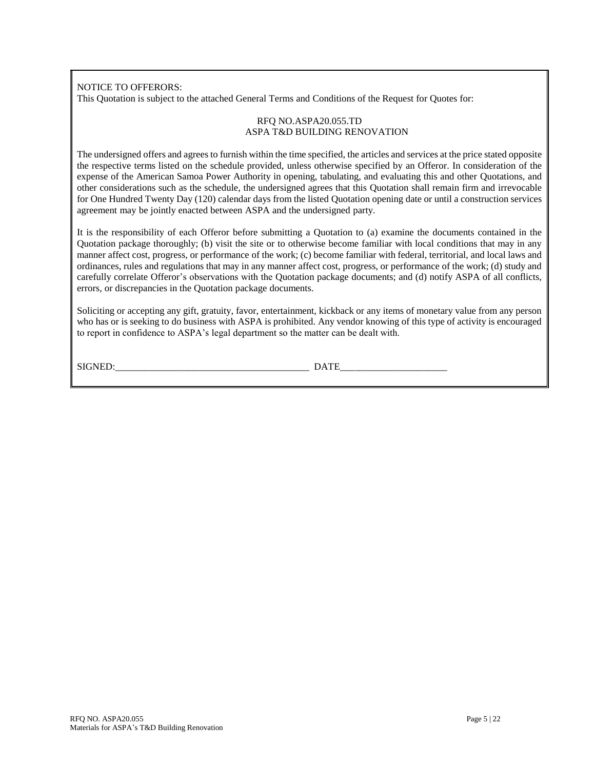NOTICE TO OFFERORS:
This Quotation is subject to the attached General Terms and Conditions of the Request for Quotes for:

RFQ NO.ASPA20.055.TD
ASPA T&D BUILDING RENOVATION

The undersigned offers and agrees to furnish within the time specified, the articles and services at the price stated opposite the respective terms listed on the schedule provided, unless otherwise specified by an Offeror. In consideration of the expense of the American Samoa Power Authority in opening, tabulating, and evaluating this and other Quotations, and other considerations such as the schedule, the undersigned agrees that this Quotation shall remain firm and irrevocable for One Hundred Twenty Day (120) calendar days from the listed Quotation opening date or until a construction services agreement may be jointly enacted between ASPA and the undersigned party.

It is the responsibility of each Offeror before submitting a Quotation to (a) examine the documents contained in the Quotation package thoroughly; (b) visit the site or to otherwise become familiar with local conditions that may in any manner affect cost, progress, or performance of the work; (c) become familiar with federal, territorial, and local laws and ordinances, rules and regulations that may in any manner affect cost, progress, or performance of the work; (d) study and carefully correlate Offeror's observations with the Quotation package documents; and (d) notify ASPA of all conflicts, errors, or discrepancies in the Quotation package documents.

Soliciting or accepting any gift, gratuity, favor, entertainment, kickback or any items of monetary value from any person who has or is seeking to do business with ASPA is prohibited. Any vendor knowing of this type of activity is encouraged to report in confidence to ASPA's legal department so the matter can be dealt with.

SIGNED:________________________________________ DATE______________________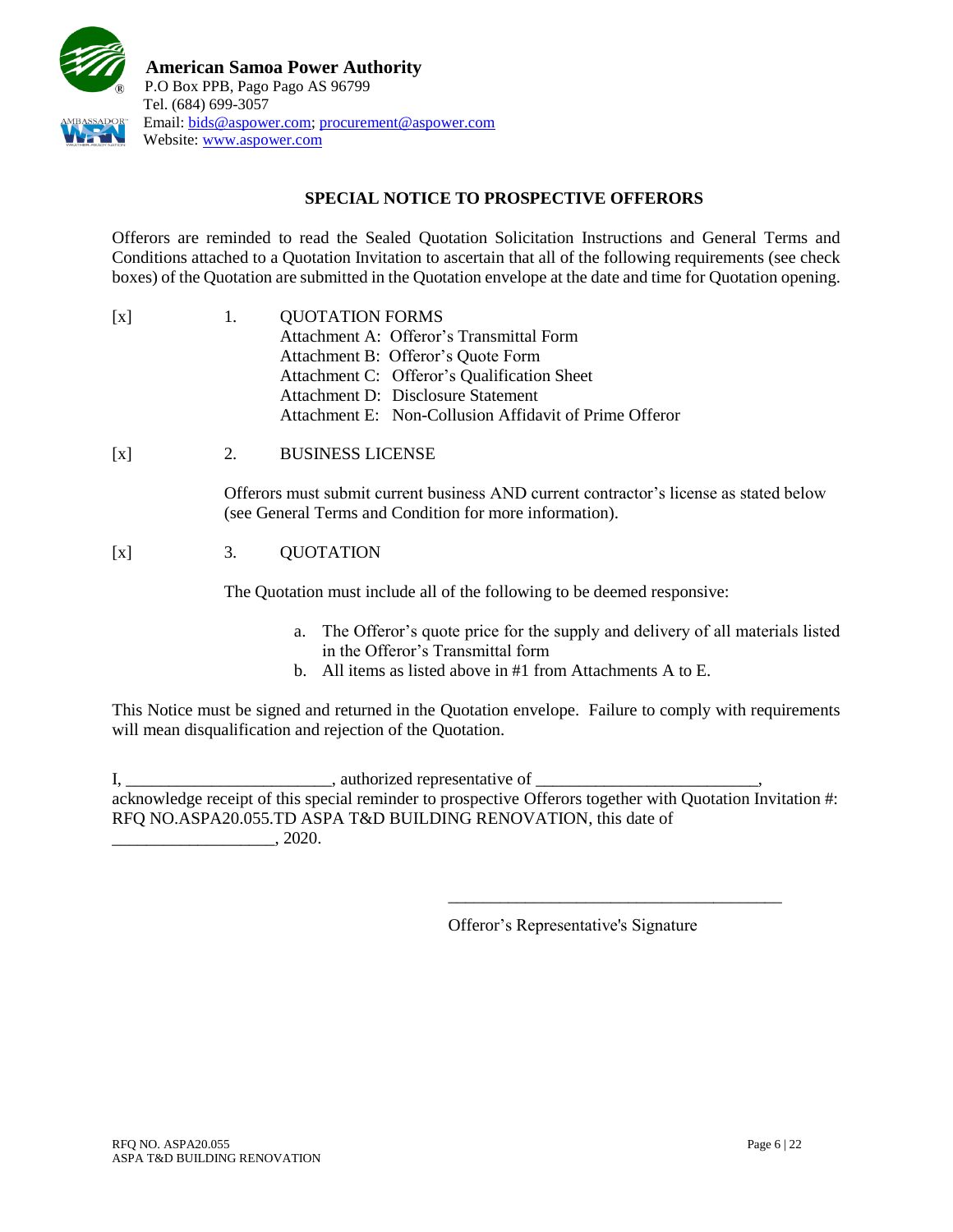**American Samoa Power Authority**
P.O Box PPB, Pago Pago AS 96799
Tel. (684) 699-3057
Email: bids@aspower.com; procurement@aspower.com
Website: www.aspower.com

## SPECIAL NOTICE TO PROSPECTIVE OFFERORS

Offerors are reminded to read the Sealed Quotation Solicitation Instructions and General Terms and Conditions attached to a Quotation Invitation to ascertain that all of the following requirements (see check boxes) of the Quotation are submitted in the Quotation envelope at the date and time for Quotation opening.

[x] 1. QUOTATION FORMS
Attachment A: Offeror's Transmittal Form
Attachment B: Offeror's Quote Form
Attachment C: Offeror's Qualification Sheet
Attachment D: Disclosure Statement
Attachment E: Non-Collusion Affidavit of Prime Offeror

[x] 2. BUSINESS LICENSE

Offerors must submit current business AND current contractor's license as stated below (see General Terms and Condition for more information).

[x] 3. QUOTATION

The Quotation must include all of the following to be deemed responsive:

a. The Offeror's quote price for the supply and delivery of all materials listed in the Offeror's Transmittal form
b. All items as listed above in #1 from Attachments A to E.

This Notice must be signed and returned in the Quotation envelope. Failure to comply with requirements will mean disqualification and rejection of the Quotation.

I, ________________________, authorized representative of _________________________, acknowledge receipt of this special reminder to prospective Offerors together with Quotation Invitation #: RFQ NO.ASPA20.055.TD ASPA T&D BUILDING RENOVATION, this date of ___________________, 2020.

_______________________________________
Offeror's Representative's Signature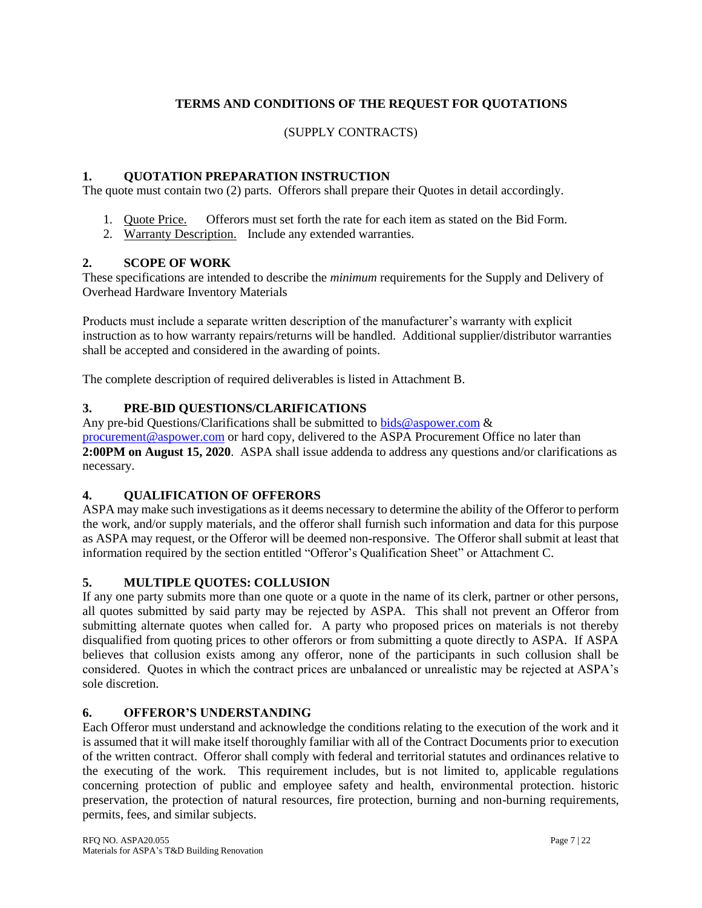## TERMS AND CONDITIONS OF THE REQUEST FOR QUOTATIONS

(SUPPLY CONTRACTS)

### 1. QUOTATION PREPARATION INSTRUCTION

The quote must contain two (2) parts. Offerors shall prepare their Quotes in detail accordingly.

1. Quote Price. Offerors must set forth the rate for each item as stated on the Bid Form.
2. Warranty Description. Include any extended warranties.

### 2. SCOPE OF WORK

These specifications are intended to describe the *minimum* requirements for the Supply and Delivery of Overhead Hardware Inventory Materials

Products must include a separate written description of the manufacturer's warranty with explicit instruction as to how warranty repairs/returns will be handled. Additional supplier/distributor warranties shall be accepted and considered in the awarding of points.

The complete description of required deliverables is listed in Attachment B.

### 3. PRE-BID QUESTIONS/CLARIFICATIONS

Any pre-bid Questions/Clarifications shall be submitted to bids@aspower.com & procurement@aspower.com or hard copy, delivered to the ASPA Procurement Office no later than **2:00PM on August 15, 2020**. ASPA shall issue addenda to address any questions and/or clarifications as necessary.

### 4. QUALIFICATION OF OFFERORS

ASPA may make such investigations as it deems necessary to determine the ability of the Offeror to perform the work, and/or supply materials, and the offeror shall furnish such information and data for this purpose as ASPA may request, or the Offeror will be deemed non-responsive. The Offeror shall submit at least that information required by the section entitled "Offeror's Qualification Sheet" or Attachment C.

### 5. MULTIPLE QUOTES: COLLUSION

If any one party submits more than one quote or a quote in the name of its clerk, partner or other persons, all quotes submitted by said party may be rejected by ASPA. This shall not prevent an Offeror from submitting alternate quotes when called for. A party who proposed prices on materials is not thereby disqualified from quoting prices to other offerors or from submitting a quote directly to ASPA. If ASPA believes that collusion exists among any offeror, none of the participants in such collusion shall be considered. Quotes in which the contract prices are unbalanced or unrealistic may be rejected at ASPA's sole discretion.

### 6. OFFEROR'S UNDERSTANDING

Each Offeror must understand and acknowledge the conditions relating to the execution of the work and it is assumed that it will make itself thoroughly familiar with all of the Contract Documents prior to execution of the written contract. Offeror shall comply with federal and territorial statutes and ordinances relative to the executing of the work. This requirement includes, but is not limited to, applicable regulations concerning protection of public and employee safety and health, environmental protection. historic preservation, the protection of natural resources, fire protection, burning and non-burning requirements, permits, fees, and similar subjects.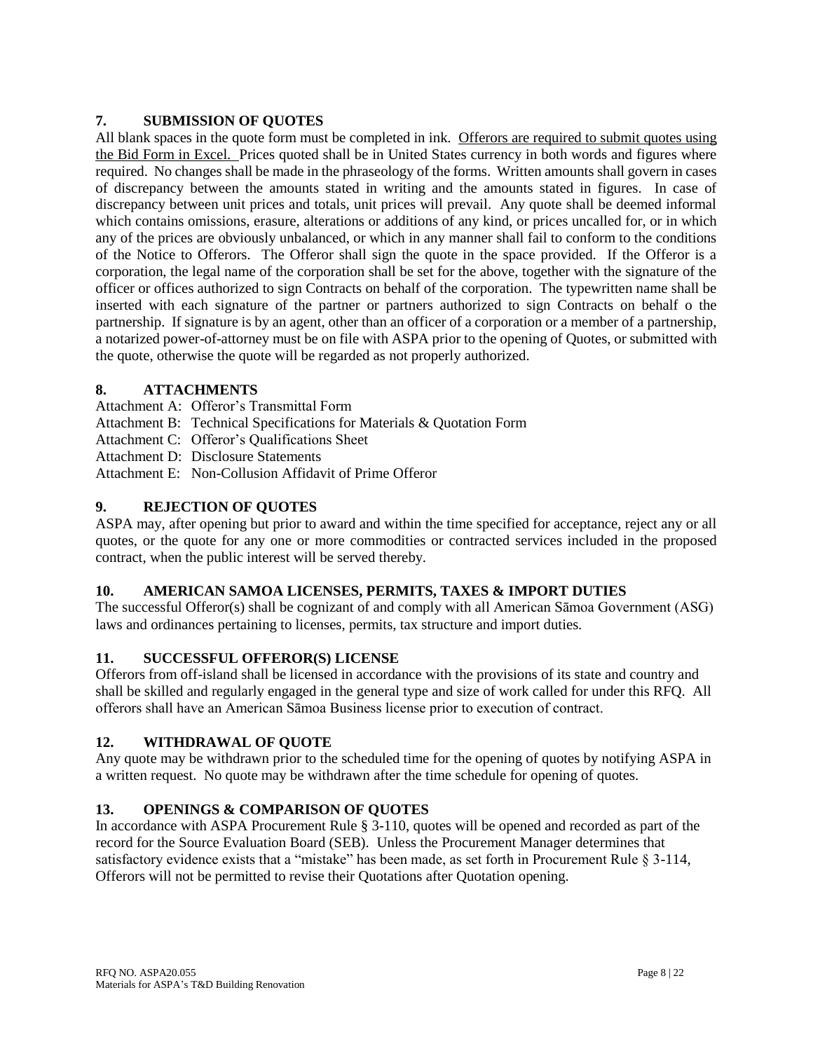## 7. SUBMISSION OF QUOTES

All blank spaces in the quote form must be completed in ink. Offerors are required to submit quotes using the Bid Form in Excel. Prices quoted shall be in United States currency in both words and figures where required. No changes shall be made in the phraseology of the forms. Written amounts shall govern in cases of discrepancy between the amounts stated in writing and the amounts stated in figures. In case of discrepancy between unit prices and totals, unit prices will prevail. Any quote shall be deemed informal which contains omissions, erasure, alterations or additions of any kind, or prices uncalled for, or in which any of the prices are obviously unbalanced, or which in any manner shall fail to conform to the conditions of the Notice to Offerors. The Offeror shall sign the quote in the space provided. If the Offeror is a corporation, the legal name of the corporation shall be set for the above, together with the signature of the officer or offices authorized to sign Contracts on behalf of the corporation. The typewritten name shall be inserted with each signature of the partner or partners authorized to sign Contracts on behalf o the partnership. If signature is by an agent, other than an officer of a corporation or a member of a partnership, a notarized power-of-attorney must be on file with ASPA prior to the opening of Quotes, or submitted with the quote, otherwise the quote will be regarded as not properly authorized.

## 8. ATTACHMENTS

Attachment A: Offeror's Transmittal Form
Attachment B: Technical Specifications for Materials & Quotation Form
Attachment C: Offeror's Qualifications Sheet
Attachment D: Disclosure Statements
Attachment E: Non-Collusion Affidavit of Prime Offeror

## 9. REJECTION OF QUOTES

ASPA may, after opening but prior to award and within the time specified for acceptance, reject any or all quotes, or the quote for any one or more commodities or contracted services included in the proposed contract, when the public interest will be served thereby.

## 10. AMERICAN SAMOA LICENSES, PERMITS, TAXES & IMPORT DUTIES

The successful Offeror(s) shall be cognizant of and comply with all American Sāmoa Government (ASG) laws and ordinances pertaining to licenses, permits, tax structure and import duties.

## 11. SUCCESSFUL OFFEROR(S) LICENSE

Offerors from off-island shall be licensed in accordance with the provisions of its state and country and shall be skilled and regularly engaged in the general type and size of work called for under this RFQ. All offerors shall have an American Sāmoa Business license prior to execution of contract.

## 12. WITHDRAWAL OF QUOTE

Any quote may be withdrawn prior to the scheduled time for the opening of quotes by notifying ASPA in a written request. No quote may be withdrawn after the time schedule for opening of quotes.

## 13. OPENINGS & COMPARISON OF QUOTES

In accordance with ASPA Procurement Rule § 3-110, quotes will be opened and recorded as part of the record for the Source Evaluation Board (SEB). Unless the Procurement Manager determines that satisfactory evidence exists that a "mistake" has been made, as set forth in Procurement Rule § 3-114, Offerors will not be permitted to revise their Quotations after Quotation opening.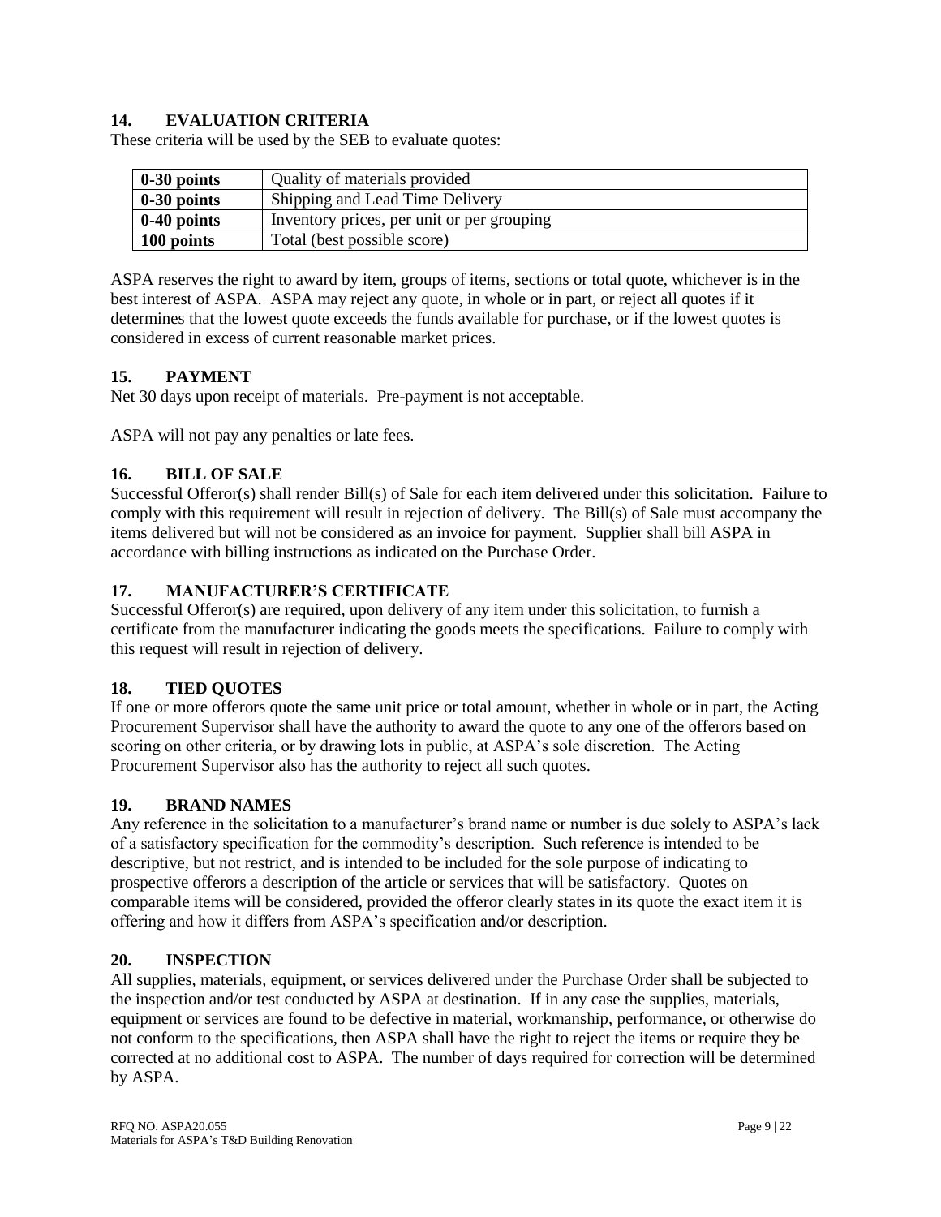## 14. EVALUATION CRITERIA

These criteria will be used by the SEB to evaluate quotes:

| | |
|---|---|
| **0-30 points** | Quality of materials provided |
| **0-30 points** | Shipping and Lead Time Delivery |
| **0-40 points** | Inventory prices, per unit or per grouping |
| **100 points** | Total (best possible score) |

ASPA reserves the right to award by item, groups of items, sections or total quote, whichever is in the best interest of ASPA. ASPA may reject any quote, in whole or in part, or reject all quotes if it determines that the lowest quote exceeds the funds available for purchase, or if the lowest quotes is considered in excess of current reasonable market prices.

## 15. PAYMENT

Net 30 days upon receipt of materials. Pre-payment is not acceptable.

ASPA will not pay any penalties or late fees.

## 16. BILL OF SALE

Successful Offeror(s) shall render Bill(s) of Sale for each item delivered under this solicitation. Failure to comply with this requirement will result in rejection of delivery. The Bill(s) of Sale must accompany the items delivered but will not be considered as an invoice for payment. Supplier shall bill ASPA in accordance with billing instructions as indicated on the Purchase Order.

## 17. MANUFACTURER'S CERTIFICATE

Successful Offeror(s) are required, upon delivery of any item under this solicitation, to furnish a certificate from the manufacturer indicating the goods meets the specifications. Failure to comply with this request will result in rejection of delivery.

## 18. TIED QUOTES

If one or more offerors quote the same unit price or total amount, whether in whole or in part, the Acting Procurement Supervisor shall have the authority to award the quote to any one of the offerors based on scoring on other criteria, or by drawing lots in public, at ASPA's sole discretion. The Acting Procurement Supervisor also has the authority to reject all such quotes.

## 19. BRAND NAMES

Any reference in the solicitation to a manufacturer's brand name or number is due solely to ASPA's lack of a satisfactory specification for the commodity's description. Such reference is intended to be descriptive, but not restrict, and is intended to be included for the sole purpose of indicating to prospective offerors a description of the article or services that will be satisfactory. Quotes on comparable items will be considered, provided the offeror clearly states in its quote the exact item it is offering and how it differs from ASPA's specification and/or description.

## 20. INSPECTION

All supplies, materials, equipment, or services delivered under the Purchase Order shall be subjected to the inspection and/or test conducted by ASPA at destination. If in any case the supplies, materials, equipment or services are found to be defective in material, workmanship, performance, or otherwise do not conform to the specifications, then ASPA shall have the right to reject the items or require they be corrected at no additional cost to ASPA. The number of days required for correction will be determined by ASPA.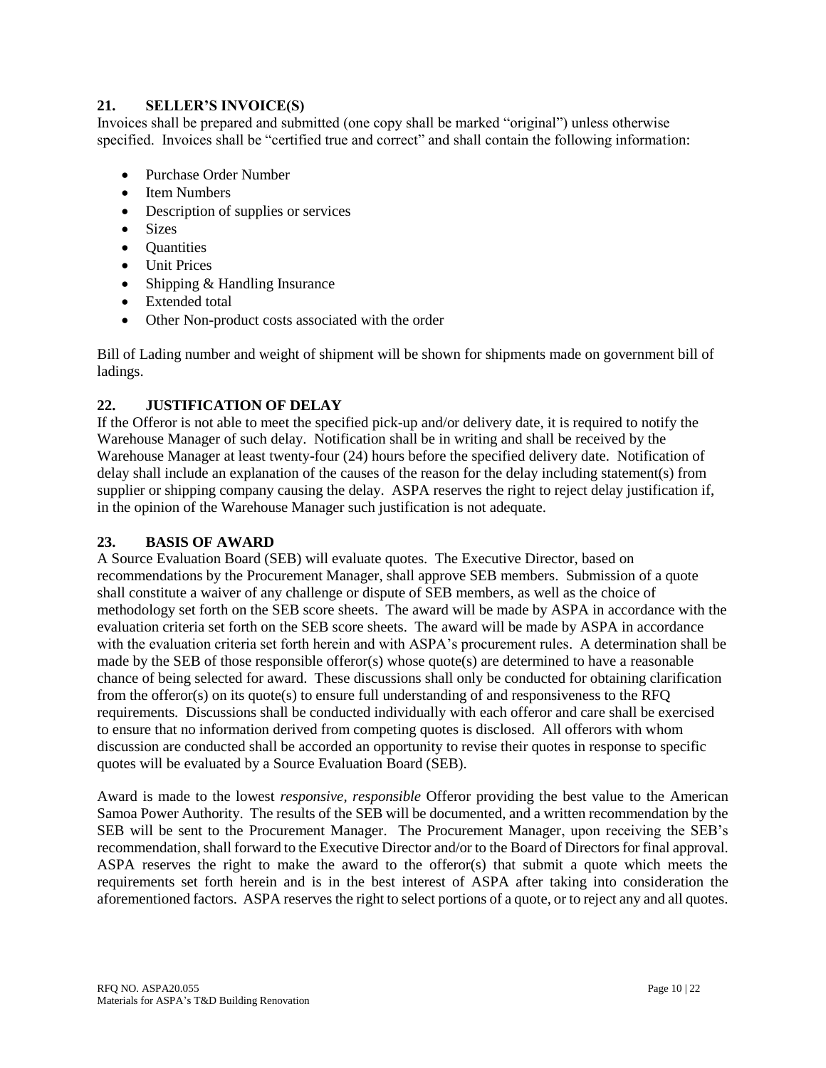## 21. SELLER'S INVOICE(S)

Invoices shall be prepared and submitted (one copy shall be marked "original") unless otherwise specified. Invoices shall be "certified true and correct" and shall contain the following information:

- Purchase Order Number
- Item Numbers
- Description of supplies or services
- Sizes
- Quantities
- Unit Prices
- Shipping & Handling Insurance
- Extended total
- Other Non-product costs associated with the order

Bill of Lading number and weight of shipment will be shown for shipments made on government bill of ladings.

## 22. JUSTIFICATION OF DELAY

If the Offeror is not able to meet the specified pick-up and/or delivery date, it is required to notify the Warehouse Manager of such delay. Notification shall be in writing and shall be received by the Warehouse Manager at least twenty-four (24) hours before the specified delivery date. Notification of delay shall include an explanation of the causes of the reason for the delay including statement(s) from supplier or shipping company causing the delay. ASPA reserves the right to reject delay justification if, in the opinion of the Warehouse Manager such justification is not adequate.

## 23. BASIS OF AWARD

A Source Evaluation Board (SEB) will evaluate quotes. The Executive Director, based on recommendations by the Procurement Manager, shall approve SEB members. Submission of a quote shall constitute a waiver of any challenge or dispute of SEB members, as well as the choice of methodology set forth on the SEB score sheets. The award will be made by ASPA in accordance with the evaluation criteria set forth on the SEB score sheets. The award will be made by ASPA in accordance with the evaluation criteria set forth herein and with ASPA's procurement rules. A determination shall be made by the SEB of those responsible offeror(s) whose quote(s) are determined to have a reasonable chance of being selected for award. These discussions shall only be conducted for obtaining clarification from the offeror(s) on its quote(s) to ensure full understanding of and responsiveness to the RFQ requirements. Discussions shall be conducted individually with each offeror and care shall be exercised to ensure that no information derived from competing quotes is disclosed. All offerors with whom discussion are conducted shall be accorded an opportunity to revise their quotes in response to specific quotes will be evaluated by a Source Evaluation Board (SEB).

Award is made to the lowest *responsive, responsible* Offeror providing the best value to the American Samoa Power Authority. The results of the SEB will be documented, and a written recommendation by the SEB will be sent to the Procurement Manager. The Procurement Manager, upon receiving the SEB's recommendation, shall forward to the Executive Director and/or to the Board of Directors for final approval. ASPA reserves the right to make the award to the offeror(s) that submit a quote which meets the requirements set forth herein and is in the best interest of ASPA after taking into consideration the aforementioned factors. ASPA reserves the right to select portions of a quote, or to reject any and all quotes.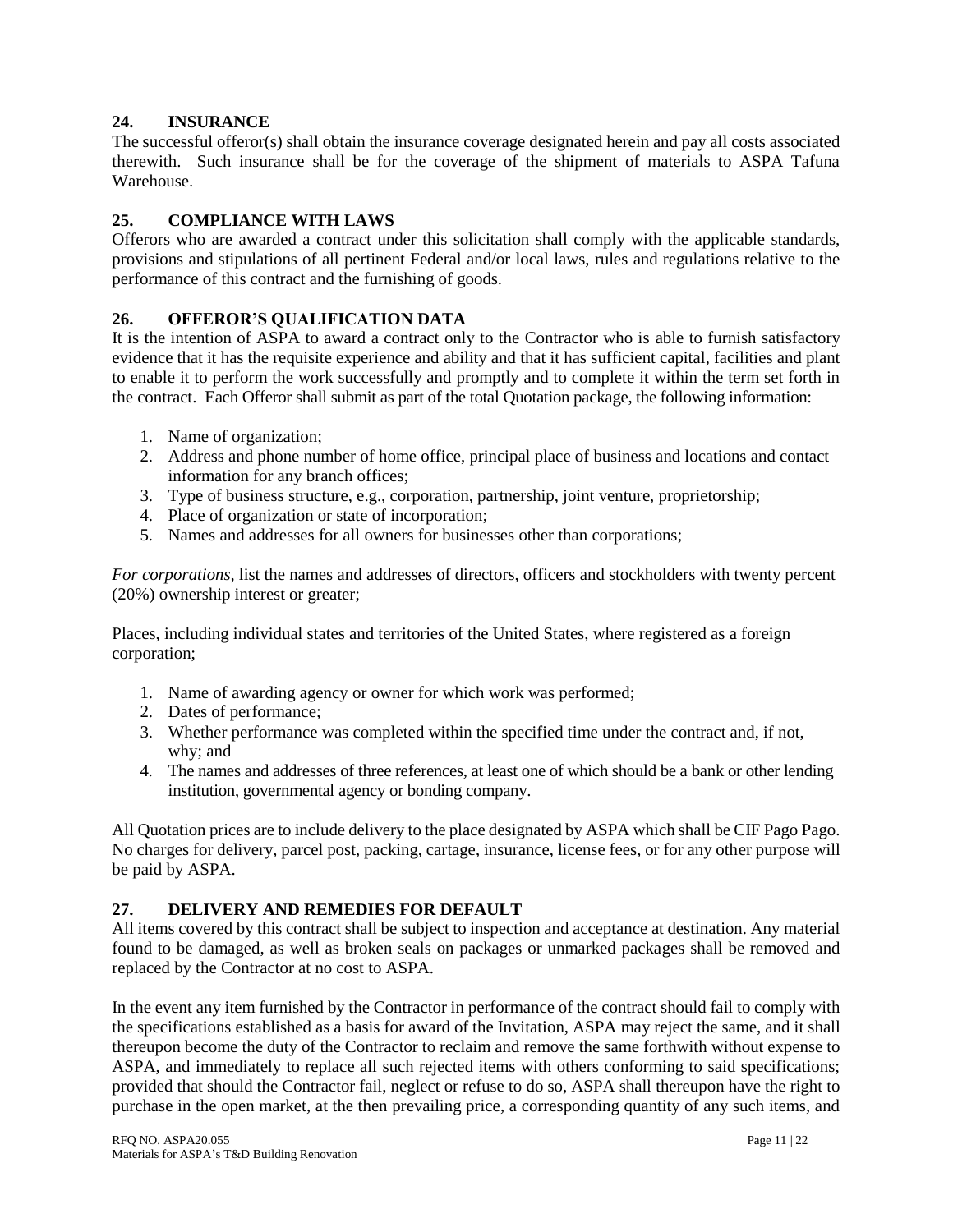## 24. INSURANCE

The successful offeror(s) shall obtain the insurance coverage designated herein and pay all costs associated therewith. Such insurance shall be for the coverage of the shipment of materials to ASPA Tafuna Warehouse.

## 25. COMPLIANCE WITH LAWS

Offerors who are awarded a contract under this solicitation shall comply with the applicable standards, provisions and stipulations of all pertinent Federal and/or local laws, rules and regulations relative to the performance of this contract and the furnishing of goods.

## 26. OFFEROR'S QUALIFICATION DATA

It is the intention of ASPA to award a contract only to the Contractor who is able to furnish satisfactory evidence that it has the requisite experience and ability and that it has sufficient capital, facilities and plant to enable it to perform the work successfully and promptly and to complete it within the term set forth in the contract. Each Offeror shall submit as part of the total Quotation package, the following information:

1. Name of organization;
2. Address and phone number of home office, principal place of business and locations and contact information for any branch offices;
3. Type of business structure, e.g., corporation, partnership, joint venture, proprietorship;
4. Place of organization or state of incorporation;
5. Names and addresses for all owners for businesses other than corporations;

*For corporations*, list the names and addresses of directors, officers and stockholders with twenty percent (20%) ownership interest or greater;

Places, including individual states and territories of the United States, where registered as a foreign corporation;

1. Name of awarding agency or owner for which work was performed;
2. Dates of performance;
3. Whether performance was completed within the specified time under the contract and, if not, why; and
4. The names and addresses of three references, at least one of which should be a bank or other lending institution, governmental agency or bonding company.

All Quotation prices are to include delivery to the place designated by ASPA which shall be CIF Pago Pago. No charges for delivery, parcel post, packing, cartage, insurance, license fees, or for any other purpose will be paid by ASPA.

## 27. DELIVERY AND REMEDIES FOR DEFAULT

All items covered by this contract shall be subject to inspection and acceptance at destination. Any material found to be damaged, as well as broken seals on packages or unmarked packages shall be removed and replaced by the Contractor at no cost to ASPA.

In the event any item furnished by the Contractor in performance of the contract should fail to comply with the specifications established as a basis for award of the Invitation, ASPA may reject the same, and it shall thereupon become the duty of the Contractor to reclaim and remove the same forthwith without expense to ASPA, and immediately to replace all such rejected items with others conforming to said specifications; provided that should the Contractor fail, neglect or refuse to do so, ASPA shall thereupon have the right to purchase in the open market, at the then prevailing price, a corresponding quantity of any such items, and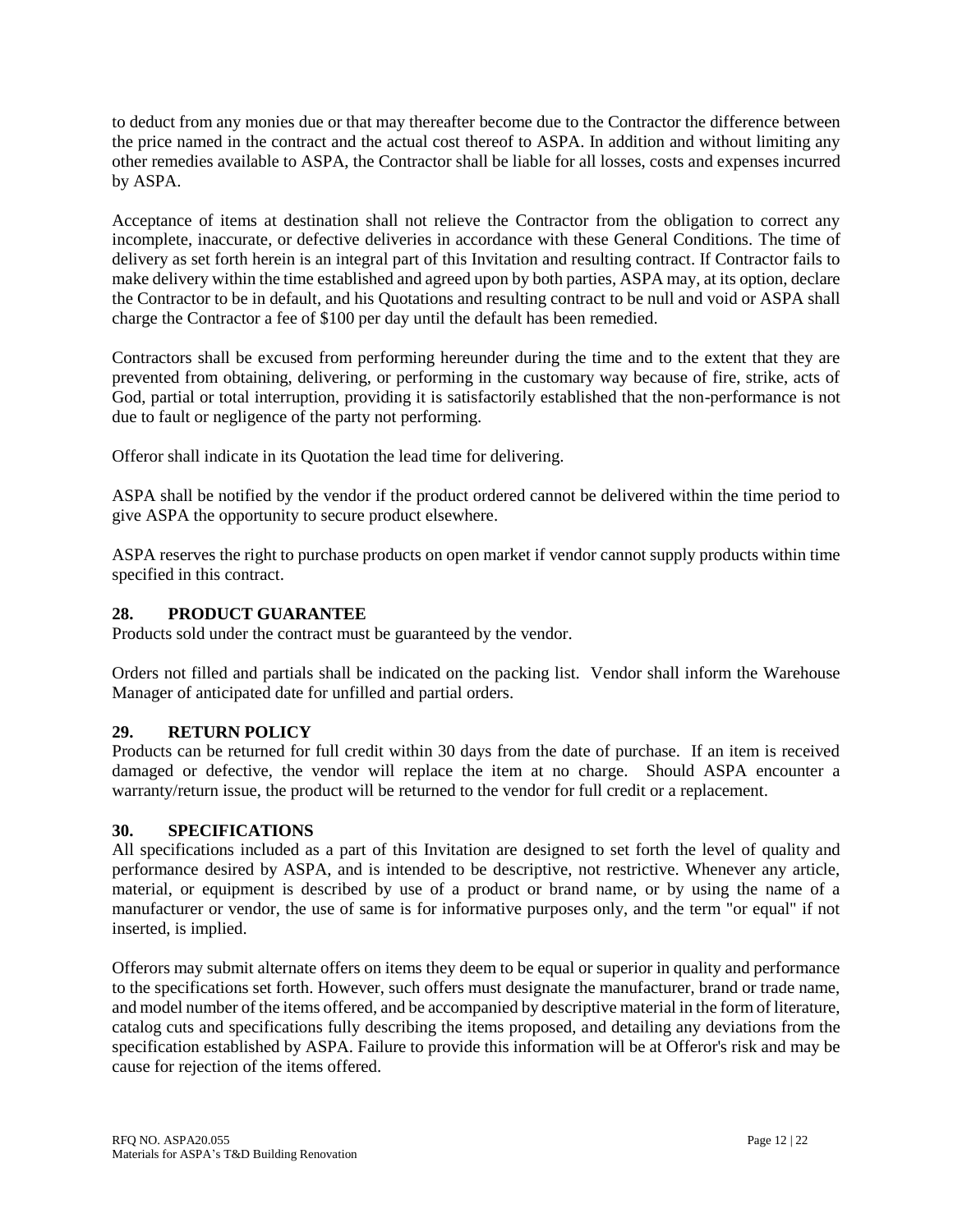to deduct from any monies due or that may thereafter become due to the Contractor the difference between the price named in the contract and the actual cost thereof to ASPA. In addition and without limiting any other remedies available to ASPA, the Contractor shall be liable for all losses, costs and expenses incurred by ASPA.

Acceptance of items at destination shall not relieve the Contractor from the obligation to correct any incomplete, inaccurate, or defective deliveries in accordance with these General Conditions. The time of delivery as set forth herein is an integral part of this Invitation and resulting contract. If Contractor fails to make delivery within the time established and agreed upon by both parties, ASPA may, at its option, declare the Contractor to be in default, and his Quotations and resulting contract to be null and void or ASPA shall charge the Contractor a fee of $100 per day until the default has been remedied.

Contractors shall be excused from performing hereunder during the time and to the extent that they are prevented from obtaining, delivering, or performing in the customary way because of fire, strike, acts of God, partial or total interruption, providing it is satisfactorily established that the non-performance is not due to fault or negligence of the party not performing.

Offeror shall indicate in its Quotation the lead time for delivering.

ASPA shall be notified by the vendor if the product ordered cannot be delivered within the time period to give ASPA the opportunity to secure product elsewhere.

ASPA reserves the right to purchase products on open market if vendor cannot supply products within time specified in this contract.

## 28. PRODUCT GUARANTEE

Products sold under the contract must be guaranteed by the vendor.

Orders not filled and partials shall be indicated on the packing list. Vendor shall inform the Warehouse Manager of anticipated date for unfilled and partial orders.

## 29. RETURN POLICY

Products can be returned for full credit within 30 days from the date of purchase. If an item is received damaged or defective, the vendor will replace the item at no charge. Should ASPA encounter a warranty/return issue, the product will be returned to the vendor for full credit or a replacement.

## 30. SPECIFICATIONS

All specifications included as a part of this Invitation are designed to set forth the level of quality and performance desired by ASPA, and is intended to be descriptive, not restrictive. Whenever any article, material, or equipment is described by use of a product or brand name, or by using the name of a manufacturer or vendor, the use of same is for informative purposes only, and the term "or equal" if not inserted, is implied.

Offerors may submit alternate offers on items they deem to be equal or superior in quality and performance to the specifications set forth. However, such offers must designate the manufacturer, brand or trade name, and model number of the items offered, and be accompanied by descriptive material in the form of literature, catalog cuts and specifications fully describing the items proposed, and detailing any deviations from the specification established by ASPA. Failure to provide this information will be at Offeror's risk and may be cause for rejection of the items offered.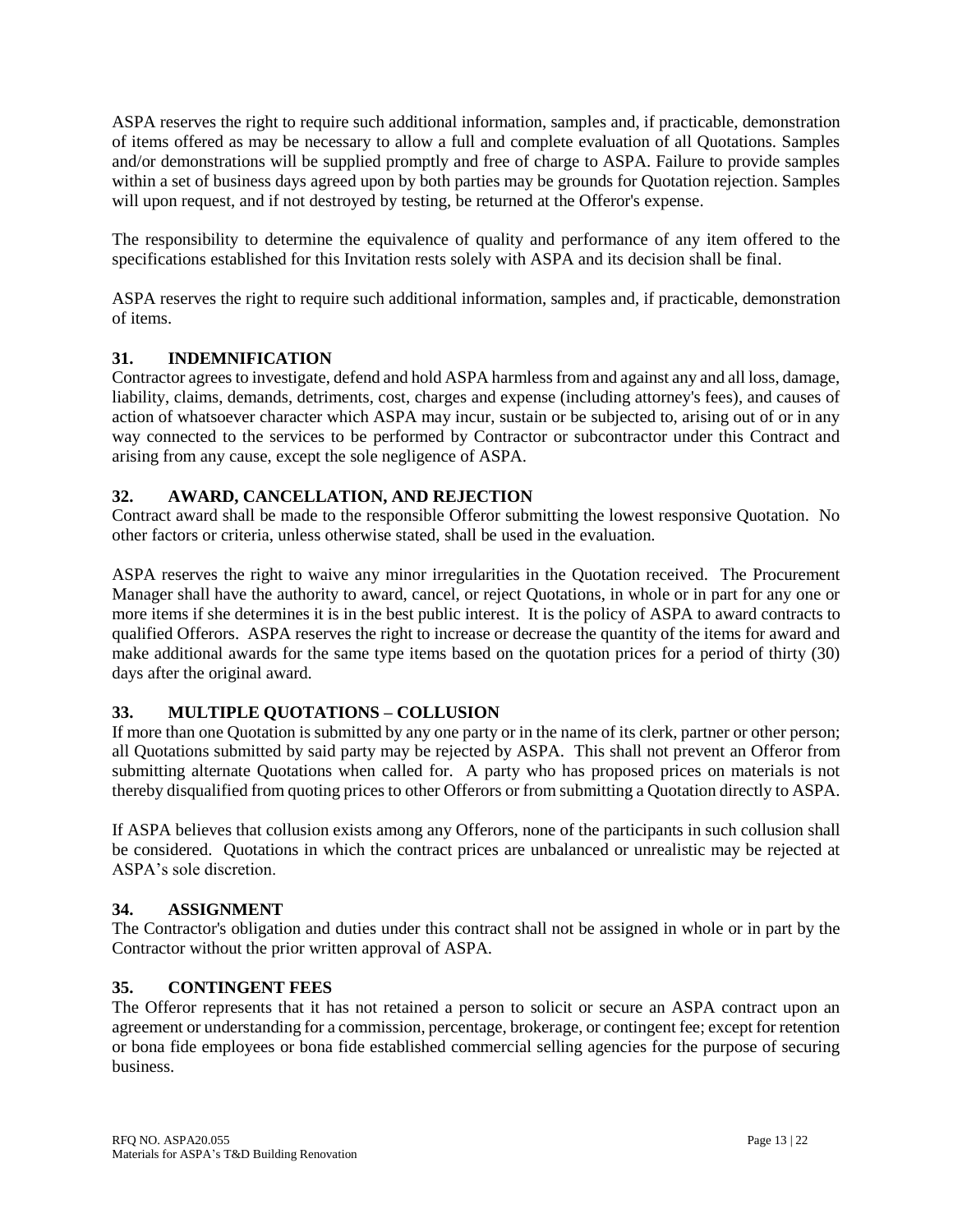ASPA reserves the right to require such additional information, samples and, if practicable, demonstration of items offered as may be necessary to allow a full and complete evaluation of all Quotations. Samples and/or demonstrations will be supplied promptly and free of charge to ASPA. Failure to provide samples within a set of business days agreed upon by both parties may be grounds for Quotation rejection. Samples will upon request, and if not destroyed by testing, be returned at the Offeror's expense.

The responsibility to determine the equivalence of quality and performance of any item offered to the specifications established for this Invitation rests solely with ASPA and its decision shall be final.

ASPA reserves the right to require such additional information, samples and, if practicable, demonstration of items.

## 31. INDEMNIFICATION

Contractor agrees to investigate, defend and hold ASPA harmless from and against any and all loss, damage, liability, claims, demands, detriments, cost, charges and expense (including attorney's fees), and causes of action of whatsoever character which ASPA may incur, sustain or be subjected to, arising out of or in any way connected to the services to be performed by Contractor or subcontractor under this Contract and arising from any cause, except the sole negligence of ASPA.

## 32. AWARD, CANCELLATION, AND REJECTION

Contract award shall be made to the responsible Offeror submitting the lowest responsive Quotation. No other factors or criteria, unless otherwise stated, shall be used in the evaluation.

ASPA reserves the right to waive any minor irregularities in the Quotation received. The Procurement Manager shall have the authority to award, cancel, or reject Quotations, in whole or in part for any one or more items if she determines it is in the best public interest. It is the policy of ASPA to award contracts to qualified Offerors. ASPA reserves the right to increase or decrease the quantity of the items for award and make additional awards for the same type items based on the quotation prices for a period of thirty (30) days after the original award.

## 33. MULTIPLE QUOTATIONS – COLLUSION

If more than one Quotation is submitted by any one party or in the name of its clerk, partner or other person; all Quotations submitted by said party may be rejected by ASPA. This shall not prevent an Offeror from submitting alternate Quotations when called for. A party who has proposed prices on materials is not thereby disqualified from quoting prices to other Offerors or from submitting a Quotation directly to ASPA.

If ASPA believes that collusion exists among any Offerors, none of the participants in such collusion shall be considered. Quotations in which the contract prices are unbalanced or unrealistic may be rejected at ASPA's sole discretion.

## 34. ASSIGNMENT

The Contractor's obligation and duties under this contract shall not be assigned in whole or in part by the Contractor without the prior written approval of ASPA.

## 35. CONTINGENT FEES

The Offeror represents that it has not retained a person to solicit or secure an ASPA contract upon an agreement or understanding for a commission, percentage, brokerage, or contingent fee; except for retention or bona fide employees or bona fide established commercial selling agencies for the purpose of securing business.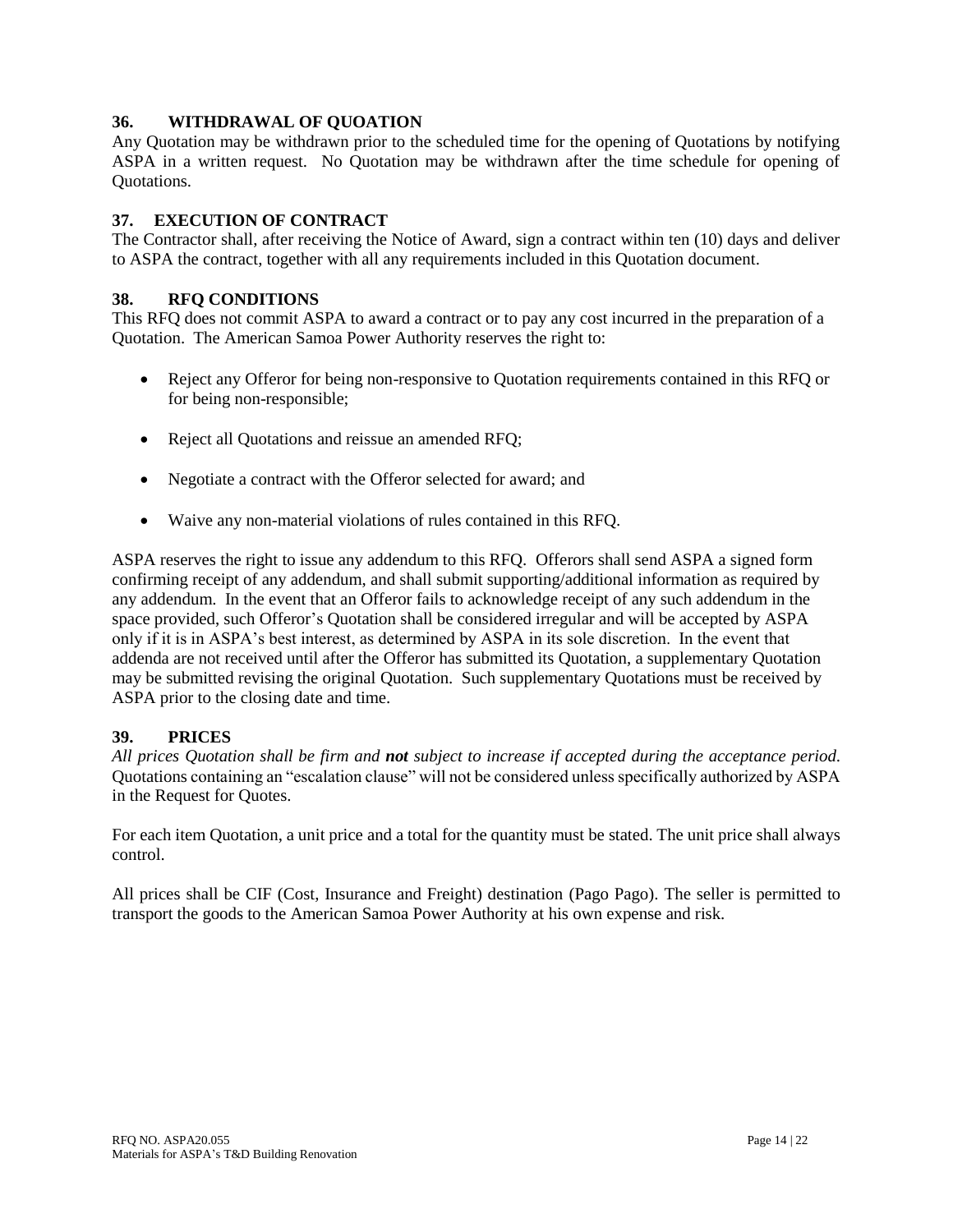## 36. WITHDRAWAL OF QUOATION

Any Quotation may be withdrawn prior to the scheduled time for the opening of Quotations by notifying ASPA in a written request. No Quotation may be withdrawn after the time schedule for opening of Quotations.

## 37. EXECUTION OF CONTRACT

The Contractor shall, after receiving the Notice of Award, sign a contract within ten (10) days and deliver to ASPA the contract, together with all any requirements included in this Quotation document.

## 38. RFQ CONDITIONS

This RFQ does not commit ASPA to award a contract or to pay any cost incurred in the preparation of a Quotation. The American Samoa Power Authority reserves the right to:

- Reject any Offeror for being non-responsive to Quotation requirements contained in this RFQ or for being non-responsible;
- Reject all Quotations and reissue an amended RFQ;
- Negotiate a contract with the Offeror selected for award; and
- Waive any non-material violations of rules contained in this RFQ.

ASPA reserves the right to issue any addendum to this RFQ. Offerors shall send ASPA a signed form confirming receipt of any addendum, and shall submit supporting/additional information as required by any addendum. In the event that an Offeror fails to acknowledge receipt of any such addendum in the space provided, such Offeror's Quotation shall be considered irregular and will be accepted by ASPA only if it is in ASPA's best interest, as determined by ASPA in its sole discretion. In the event that addenda are not received until after the Offeror has submitted its Quotation, a supplementary Quotation may be submitted revising the original Quotation. Such supplementary Quotations must be received by ASPA prior to the closing date and time.

## 39. PRICES

*All prices Quotation shall be firm and* ***not*** *subject to increase if accepted during the acceptance period.* Quotations containing an "escalation clause" will not be considered unless specifically authorized by ASPA in the Request for Quotes.

For each item Quotation, a unit price and a total for the quantity must be stated. The unit price shall always control.

All prices shall be CIF (Cost, Insurance and Freight) destination (Pago Pago). The seller is permitted to transport the goods to the American Samoa Power Authority at his own expense and risk.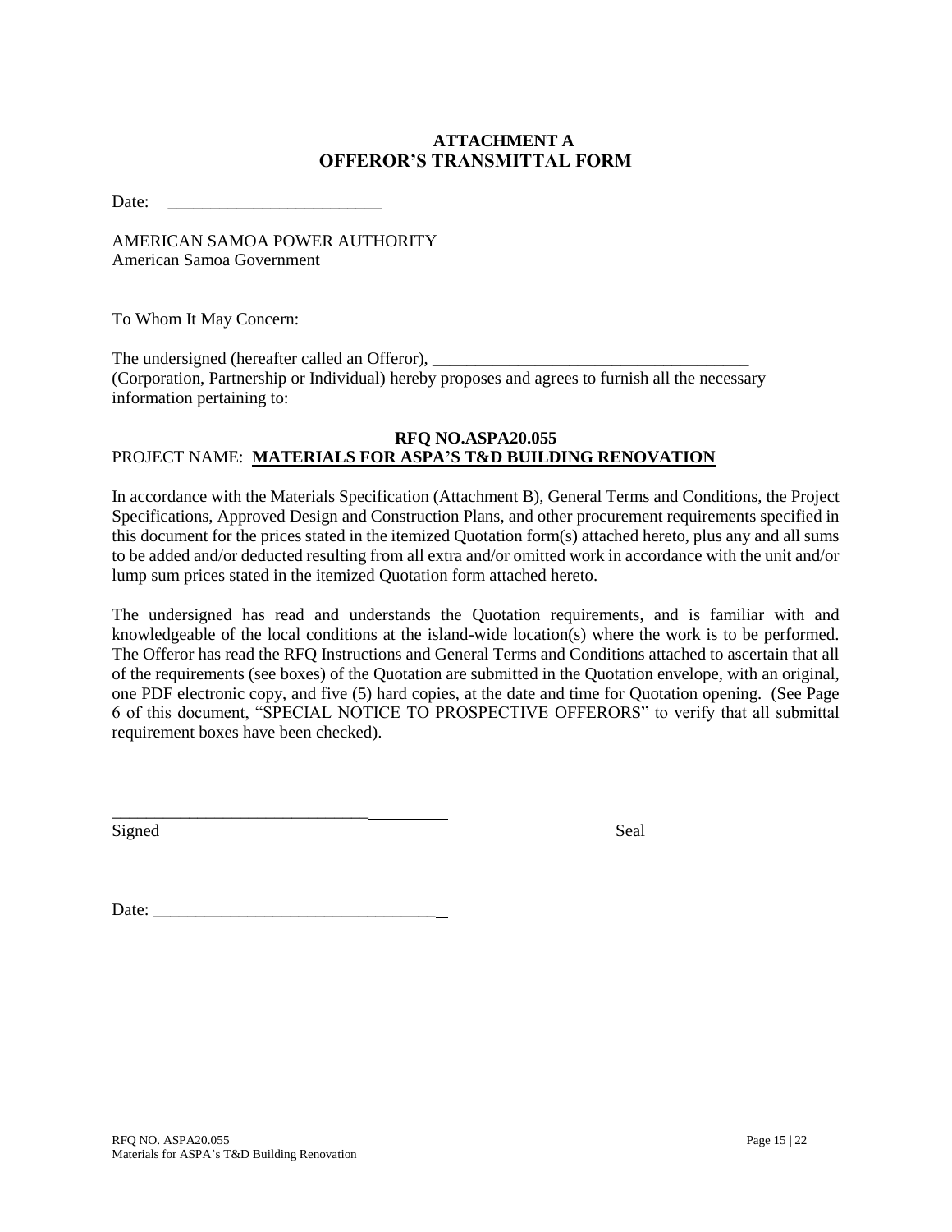## ATTACHMENT A
## OFFEROR'S TRANSMITTAL FORM

Date: _________________________

AMERICAN SAMOA POWER AUTHORITY
American Samoa Government

To Whom It May Concern:

The undersigned (hereafter called an Offeror), ____________________________________ (Corporation, Partnership or Individual) hereby proposes and agrees to furnish all the necessary information pertaining to:

**RFQ NO.ASPA20.055**
PROJECT NAME: **MATERIALS FOR ASPA'S T&D BUILDING RENOVATION**

In accordance with the Materials Specification (Attachment B), General Terms and Conditions, the Project Specifications, Approved Design and Construction Plans, and other procurement requirements specified in this document for the prices stated in the itemized Quotation form(s) attached hereto, plus any and all sums to be added and/or deducted resulting from all extra and/or omitted work in accordance with the unit and/or lump sum prices stated in the itemized Quotation form attached hereto.

The undersigned has read and understands the Quotation requirements, and is familiar with and knowledgeable of the local conditions at the island-wide location(s) where the work is to be performed. The Offeror has read the RFQ Instructions and General Terms and Conditions attached to ascertain that all of the requirements (see boxes) of the Quotation are submitted in the Quotation envelope, with an original, one PDF electronic copy, and five (5) hard copies, at the date and time for Quotation opening. (See Page 6 of this document, "SPECIAL NOTICE TO PROSPECTIVE OFFERORS" to verify that all submittal requirement boxes have been checked).

________________________________________
Signed                                                                                    Seal

Date: __________________________________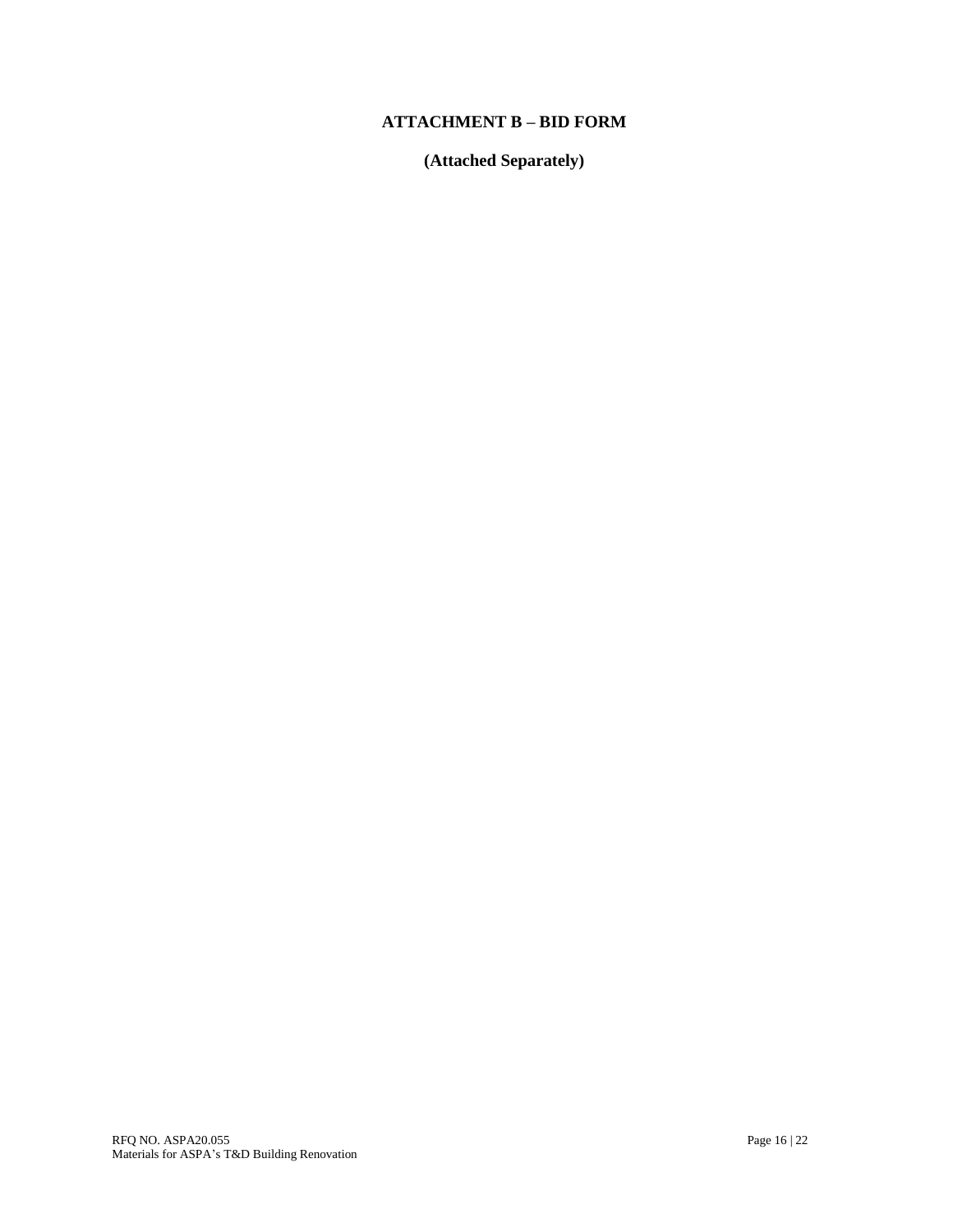# ATTACHMENT B – BID FORM

**(Attached Separately)**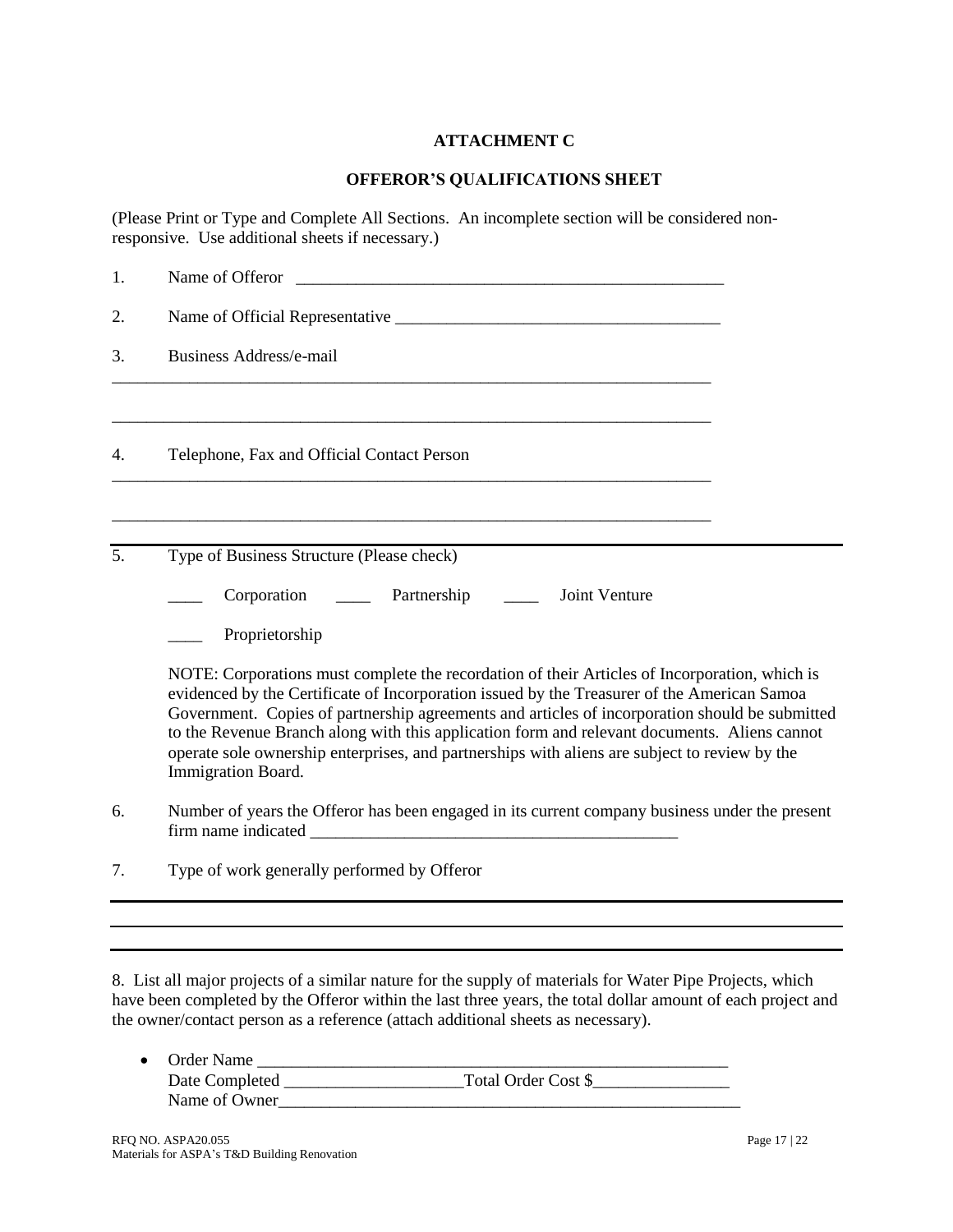**ATTACHMENT C**

**OFFEROR'S QUALIFICATIONS SHEET**

(Please Print or Type and Complete All Sections. An incomplete section will be considered non-responsive. Use additional sheets if necessary.)

1. Name of Offeror ____________________________________________________

2. Name of Official Representative ______________________________________

3. Business Address/e-mail

___________________________________________________________________________

___________________________________________________________________________

4. Telephone, Fax and Official Contact Person

___________________________________________________________________________

___________________________________________________________________________

5. Type of Business Structure (Please check)

   ____ Corporation ____ Partnership ____ Joint Venture

   ____ Proprietorship

   NOTE: Corporations must complete the recordation of their Articles of Incorporation, which is evidenced by the Certificate of Incorporation issued by the Treasurer of the American Samoa Government. Copies of partnership agreements and articles of incorporation should be submitted to the Revenue Branch along with this application form and relevant documents. Aliens cannot operate sole ownership enterprises, and partnerships with aliens are subject to review by the Immigration Board.

6. Number of years the Offeror has been engaged in its current company business under the present firm name indicated ____________________________________________

7. Type of work generally performed by Offeror

___________________________________________________________________________

___________________________________________________________________________

8. List all major projects of a similar nature for the supply of materials for Water Pipe Projects, which have been completed by the Offeror within the last three years, the total dollar amount of each project and the owner/contact person as a reference (attach additional sheets as necessary).

- Order Name ____________________________________________________
  Date Completed ____________________Total Order Cost $_______________
  Name of Owner_____________________________________________________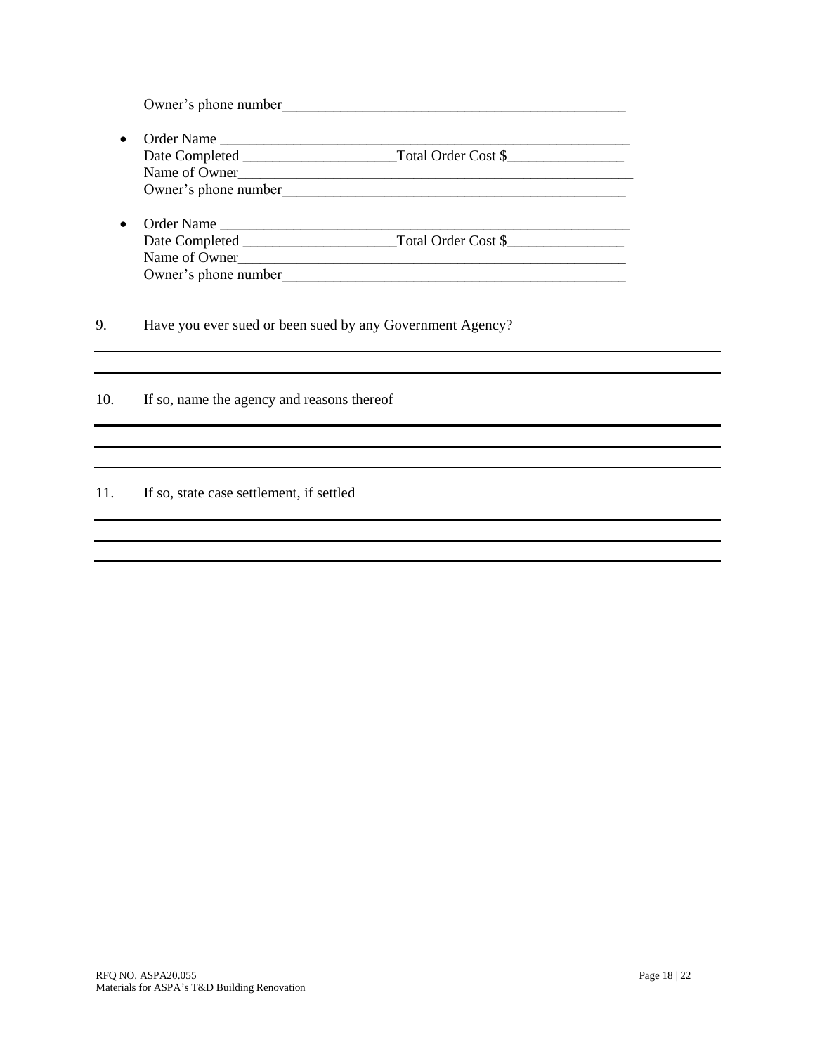Owner's phone number_______________________________________________

- Order Name _______________________________________________________
  Date Completed ____________________Total Order Cost $_______________
  Name of Owner______________________________________________________
  Owner's phone number_______________________________________________

- Order Name _______________________________________________________
  Date Completed ____________________Total Order Cost $_______________
  Name of Owner______________________________________________________
  Owner's phone number_______________________________________________

9. Have you ever sued or been sued by any Government Agency?

___________________________________________________________________________

___________________________________________________________________________

10. If so, name the agency and reasons thereof

___________________________________________________________________________

___________________________________________________________________________

___________________________________________________________________________

11. If so, state case settlement, if settled

___________________________________________________________________________

___________________________________________________________________________

___________________________________________________________________________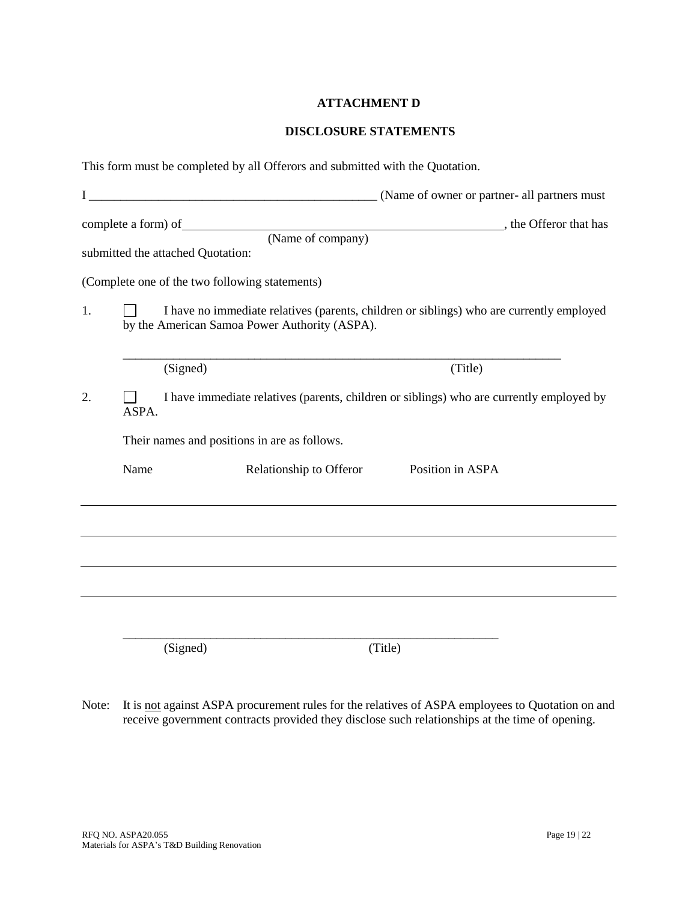**ATTACHMENT D**

**DISCLOSURE STATEMENTS**

This form must be completed by all Offerors and submitted with the Quotation.

I ______________________________________________ (Name of owner or partner- all partners must complete a form) of ______________________________________________, the Offeror that has
(Name of company)
submitted the attached Quotation:

(Complete one of the two following statements)

1. ☐ I have no immediate relatives (parents, children or siblings) who are currently employed by the American Samoa Power Authority (ASPA).

   ______________________________________________________________________
   (Signed) (Title)

2. ☐ I have immediate relatives (parents, children or siblings) who are currently employed by ASPA.

   Their names and positions in are as follows.

| Name | Relationship to Offeror | Position in ASPA |
| --- | --- | --- |
| | | |
| | | |
| | | |
| | | |

   ______________________________________________________________
   (Signed) (Title)

Note: It is not against ASPA procurement rules for the relatives of ASPA employees to Quotation on and receive government contracts provided they disclose such relationships at the time of opening.

RFQ NO. ASPA20.055
Materials for ASPA's T&D Building Renovation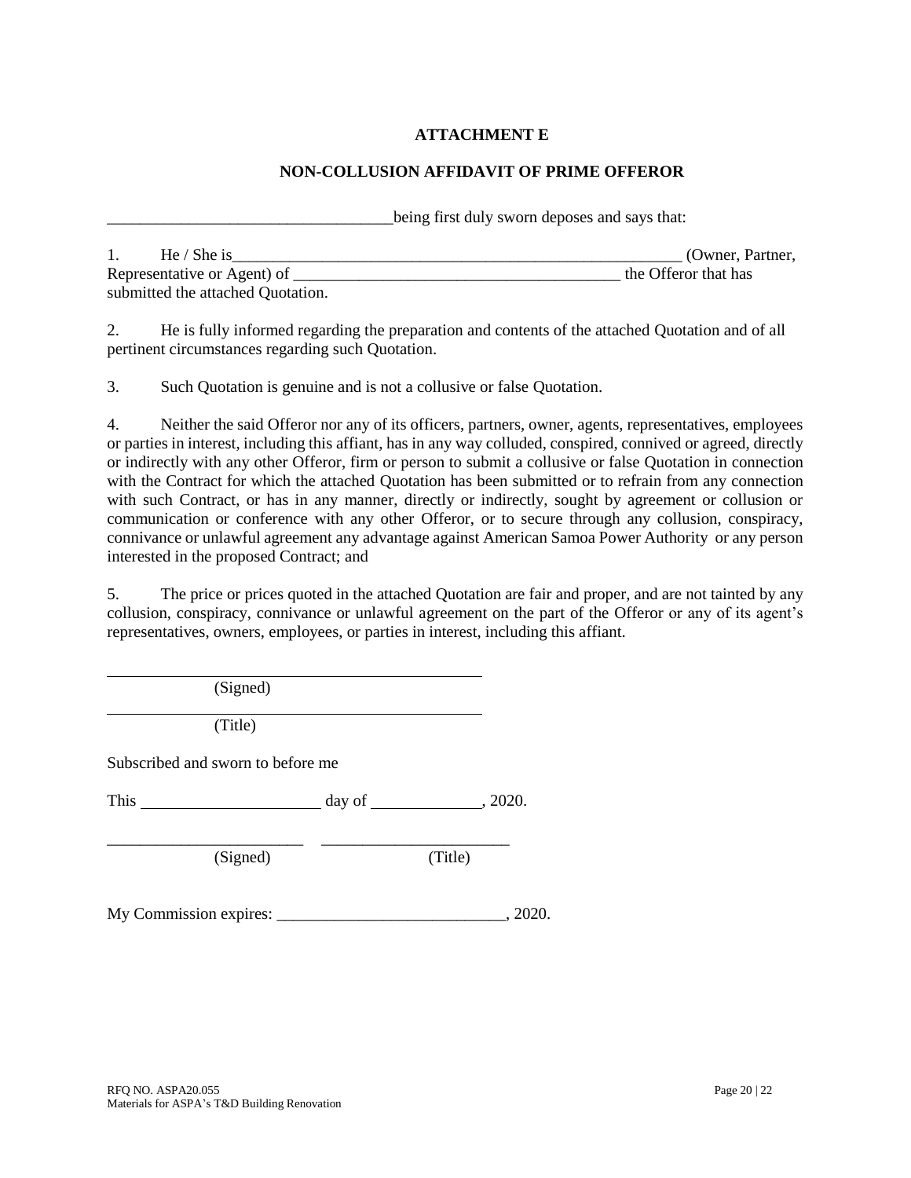**ATTACHMENT E**

**NON-COLLUSION AFFIDAVIT OF PRIME OFFEROR**

___________________________________being first duly sworn deposes and says that:

1. He / She is_______________________________________________________ (Owner, Partner, Representative or Agent) of _______________________________________ the Offeror that has submitted the attached Quotation.

2. He is fully informed regarding the preparation and contents of the attached Quotation and of all pertinent circumstances regarding such Quotation.

3. Such Quotation is genuine and is not a collusive or false Quotation.

4. Neither the said Offeror nor any of its officers, partners, owner, agents, representatives, employees or parties in interest, including this affiant, has in any way colluded, conspired, connived or agreed, directly or indirectly with any other Offeror, firm or person to submit a collusive or false Quotation in connection with the Contract for which the attached Quotation has been submitted or to refrain from any connection with such Contract, or has in any manner, directly or indirectly, sought by agreement or collusion or communication or conference with any other Offeror, or to secure through any collusion, conspiracy, connivance or unlawful agreement any advantage against American Samoa Power Authority or any person interested in the proposed Contract; and

5. The price or prices quoted in the attached Quotation are fair and proper, and are not tainted by any collusion, conspiracy, connivance or unlawful agreement on the part of the Offeror or any of its agent's representatives, owners, employees, or parties in interest, including this affiant.

______________________________________________
(Signed)

______________________________________________
(Title)

Subscribed and sworn to before me

This ______________________ day of ______________, 2020.

________________________ ______________________
(Signed) (Title)

My Commission expires: ____________________________, 2020.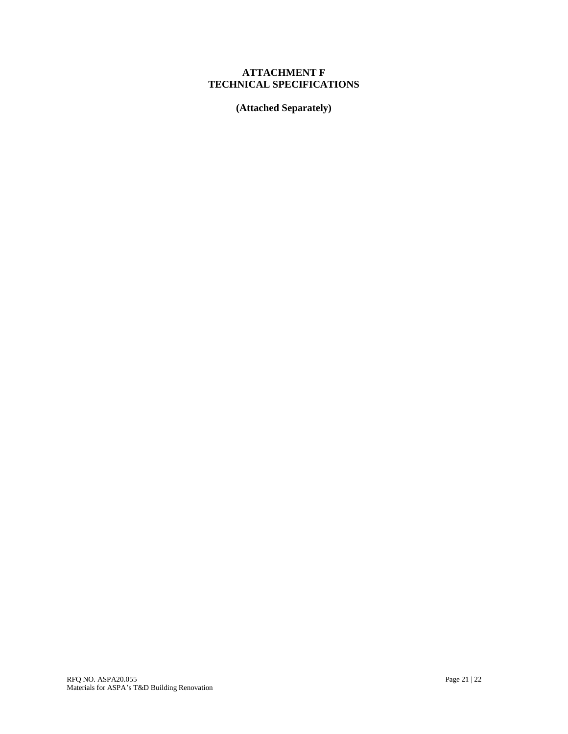# ATTACHMENT F
# TECHNICAL SPECIFICATIONS

**(Attached Separately)**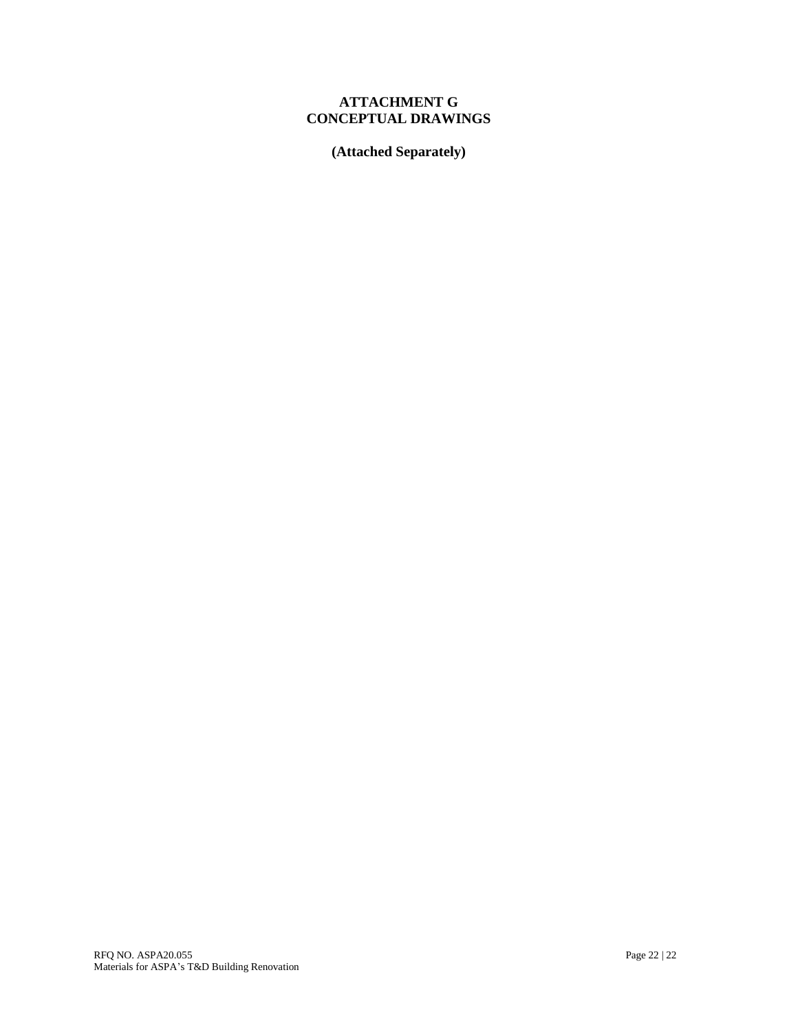# ATTACHMENT G
# CONCEPTUAL DRAWINGS

**(Attached Separately)**